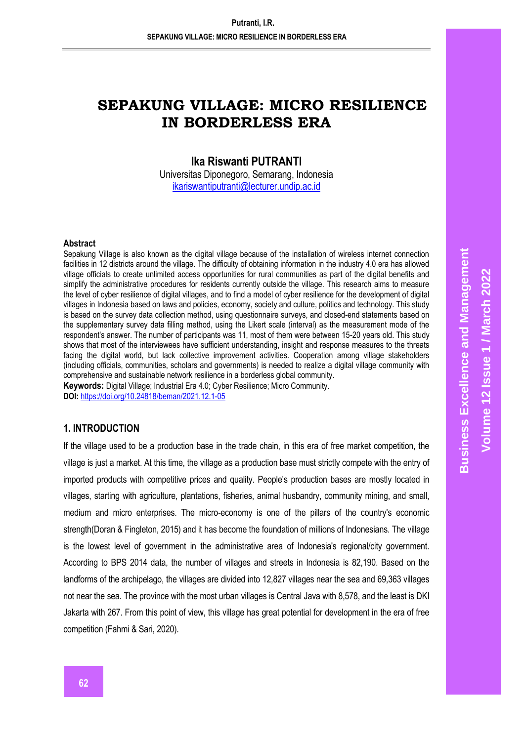# SEPAKUNG VILLAGE: MICRO RESILIENCE IN BORDERLESS ERA

**Ika Riswanti PUTRANTI**
Universitas Diponegoro, Semarang, Indonesia
ikariswantiputranti@lecturer.undip.ac.id

**Abstract**

Sepakung Village is also known as the digital village because of the installation of wireless internet connection facilities in 12 districts around the village. The difficulty of obtaining information in the industry 4.0 era has allowed village officials to create unlimited access opportunities for rural communities as part of the digital benefits and simplify the administrative procedures for residents currently outside the village. This research aims to measure the level of cyber resilience of digital villages, and to find a model of cyber resilience for the development of digital villages in Indonesia based on laws and policies, economy, society and culture, politics and technology. This study is based on the survey data collection method, using questionnaire surveys, and closed-end statements based on the supplementary survey data filling method, using the Likert scale (interval) as the measurement mode of the respondent's answer. The number of participants was 11, most of them were between 15-20 years old. This study shows that most of the interviewees have sufficient understanding, insight and response measures to the threats facing the digital world, but lack collective improvement activities. Cooperation among village stakeholders (including officials, communities, scholars and governments) is needed to realize a digital village community with comprehensive and sustainable network resilience in a borderless global community.

**Keywords:** Digital Village; Industrial Era 4.0; Cyber Resilience; Micro Community.

**DOI:** https://doi.org/10.24818/beman/2021.12.1-05

## 1. INTRODUCTION

If the village used to be a production base in the trade chain, in this era of free market competition, the village is just a market. At this time, the village as a production base must strictly compete with the entry of imported products with competitive prices and quality. People's production bases are mostly located in villages, starting with agriculture, plantations, fisheries, animal husbandry, community mining, and small, medium and micro enterprises. The micro-economy is one of the pillars of the country's economic strength(Doran & Fingleton, 2015) and it has become the foundation of millions of Indonesians. The village is the lowest level of government in the administrative area of Indonesia's regional/city government. According to BPS 2014 data, the number of villages and streets in Indonesia is 82,190. Based on the landforms of the archipelago, the villages are divided into 12,827 villages near the sea and 69,363 villages not near the sea. The province with the most urban villages is Central Java with 8,578, and the least is DKI Jakarta with 267. From this point of view, this village has great potential for development in the era of free competition (Fahmi & Sari, 2020).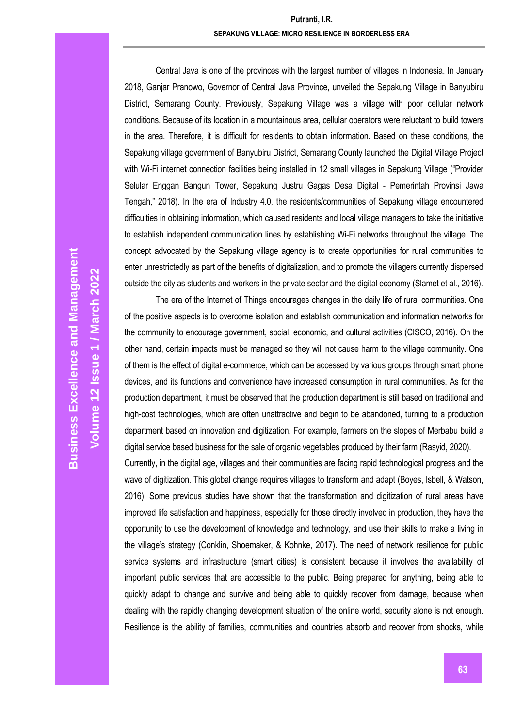Central Java is one of the provinces with the largest number of villages in Indonesia. In January 2018, Ganjar Pranowo, Governor of Central Java Province, unveiled the Sepakung Village in Banyubiru District, Semarang County. Previously, Sepakung Village was a village with poor cellular network conditions. Because of its location in a mountainous area, cellular operators were reluctant to build towers in the area. Therefore, it is difficult for residents to obtain information. Based on these conditions, the Sepakung village government of Banyubiru District, Semarang County launched the Digital Village Project with Wi-Fi internet connection facilities being installed in 12 small villages in Sepakung Village ("Provider Selular Enggan Bangun Tower, Sepakung Justru Gagas Desa Digital - Pemerintah Provinsi Jawa Tengah," 2018). In the era of Industry 4.0, the residents/communities of Sepakung village encountered difficulties in obtaining information, which caused residents and local village managers to take the initiative to establish independent communication lines by establishing Wi-Fi networks throughout the village. The concept advocated by the Sepakung village agency is to create opportunities for rural communities to enter unrestrictedly as part of the benefits of digitalization, and to promote the villagers currently dispersed outside the city as students and workers in the private sector and the digital economy (Slamet et al., 2016).

The era of the Internet of Things encourages changes in the daily life of rural communities. One of the positive aspects is to overcome isolation and establish communication and information networks for the community to encourage government, social, economic, and cultural activities (CISCO, 2016). On the other hand, certain impacts must be managed so they will not cause harm to the village community. One of them is the effect of digital e-commerce, which can be accessed by various groups through smart phone devices, and its functions and convenience have increased consumption in rural communities. As for the production department, it must be observed that the production department is still based on traditional and high-cost technologies, which are often unattractive and begin to be abandoned, turning to a production department based on innovation and digitization. For example, farmers on the slopes of Merbabu build a digital service based business for the sale of organic vegetables produced by their farm (Rasyid, 2020).

Currently, in the digital age, villages and their communities are facing rapid technological progress and the wave of digitization. This global change requires villages to transform and adapt (Boyes, Isbell, & Watson, 2016). Some previous studies have shown that the transformation and digitization of rural areas have improved life satisfaction and happiness, especially for those directly involved in production, they have the opportunity to use the development of knowledge and technology, and use their skills to make a living in the village's strategy (Conklin, Shoemaker, & Kohnke, 2017). The need of network resilience for public service systems and infrastructure (smart cities) is consistent because it involves the availability of important public services that are accessible to the public. Being prepared for anything, being able to quickly adapt to change and survive and being able to quickly recover from damage, because when dealing with the rapidly changing development situation of the online world, security alone is not enough. Resilience is the ability of families, communities and countries absorb and recover from shocks, while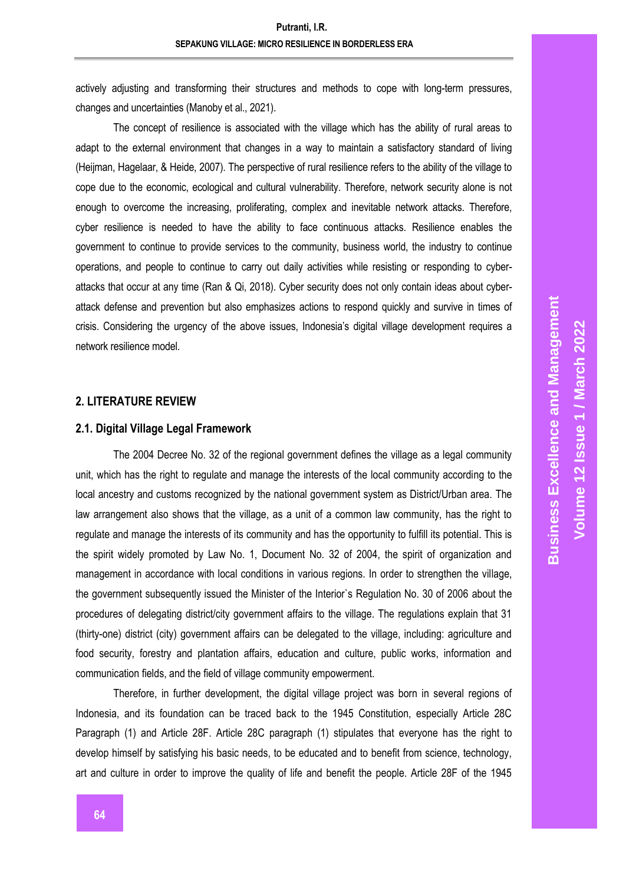actively adjusting and transforming their structures and methods to cope with long-term pressures, changes and uncertainties (Manoby et al., 2021).

The concept of resilience is associated with the village which has the ability of rural areas to adapt to the external environment that changes in a way to maintain a satisfactory standard of living (Heijman, Hagelaar, & Heide, 2007). The perspective of rural resilience refers to the ability of the village to cope due to the economic, ecological and cultural vulnerability. Therefore, network security alone is not enough to overcome the increasing, proliferating, complex and inevitable network attacks. Therefore, cyber resilience is needed to have the ability to face continuous attacks. Resilience enables the government to continue to provide services to the community, business world, the industry to continue operations, and people to continue to carry out daily activities while resisting or responding to cyber-attacks that occur at any time (Ran & Qi, 2018). Cyber security does not only contain ideas about cyber-attack defense and prevention but also emphasizes actions to respond quickly and survive in times of crisis. Considering the urgency of the above issues, Indonesia's digital village development requires a network resilience model.

## 2. LITERATURE REVIEW

### 2.1. Digital Village Legal Framework

The 2004 Decree No. 32 of the regional government defines the village as a legal community unit, which has the right to regulate and manage the interests of the local community according to the local ancestry and customs recognized by the national government system as District/Urban area. The law arrangement also shows that the village, as a unit of a common law community, has the right to regulate and manage the interests of its community and has the opportunity to fulfill its potential. This is the spirit widely promoted by Law No. 1, Document No. 32 of 2004, the spirit of organization and management in accordance with local conditions in various regions. In order to strengthen the village, the government subsequently issued the Minister of the Interior`s Regulation No. 30 of 2006 about the procedures of delegating district/city government affairs to the village. The regulations explain that 31 (thirty-one) district (city) government affairs can be delegated to the village, including: agriculture and food security, forestry and plantation affairs, education and culture, public works, information and communication fields, and the field of village community empowerment.

Therefore, in further development, the digital village project was born in several regions of Indonesia, and its foundation can be traced back to the 1945 Constitution, especially Article 28C Paragraph (1) and Article 28F. Article 28C paragraph (1) stipulates that everyone has the right to develop himself by satisfying his basic needs, to be educated and to benefit from science, technology, art and culture in order to improve the quality of life and benefit the people. Article 28F of the 1945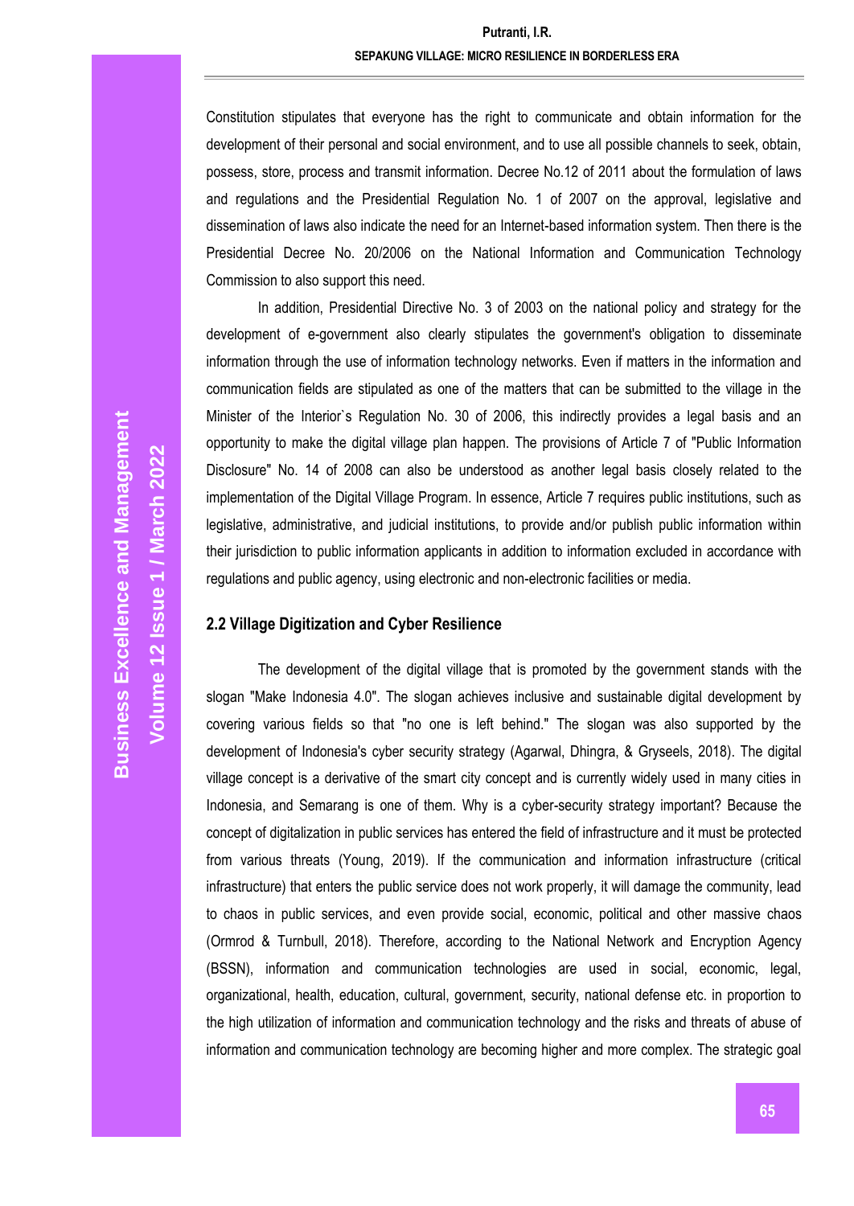Constitution stipulates that everyone has the right to communicate and obtain information for the development of their personal and social environment, and to use all possible channels to seek, obtain, possess, store, process and transmit information. Decree No.12 of 2011 about the formulation of laws and regulations and the Presidential Regulation No. 1 of 2007 on the approval, legislative and dissemination of laws also indicate the need for an Internet-based information system. Then there is the Presidential Decree No. 20/2006 on the National Information and Communication Technology Commission to also support this need.

In addition, Presidential Directive No. 3 of 2003 on the national policy and strategy for the development of e-government also clearly stipulates the government's obligation to disseminate information through the use of information technology networks. Even if matters in the information and communication fields are stipulated as one of the matters that can be submitted to the village in the Minister of the Interior`s Regulation No. 30 of 2006, this indirectly provides a legal basis and an opportunity to make the digital village plan happen. The provisions of Article 7 of "Public Information Disclosure" No. 14 of 2008 can also be understood as another legal basis closely related to the implementation of the Digital Village Program. In essence, Article 7 requires public institutions, such as legislative, administrative, and judicial institutions, to provide and/or publish public information within their jurisdiction to public information applicants in addition to information excluded in accordance with regulations and public agency, using electronic and non-electronic facilities or media.

## 2.2 Village Digitization and Cyber Resilience

The development of the digital village that is promoted by the government stands with the slogan "Make Indonesia 4.0". The slogan achieves inclusive and sustainable digital development by covering various fields so that "no one is left behind." The slogan was also supported by the development of Indonesia's cyber security strategy (Agarwal, Dhingra, & Gryseels, 2018). The digital village concept is a derivative of the smart city concept and is currently widely used in many cities in Indonesia, and Semarang is one of them. Why is a cyber-security strategy important? Because the concept of digitalization in public services has entered the field of infrastructure and it must be protected from various threats (Young, 2019). If the communication and information infrastructure (critical infrastructure) that enters the public service does not work properly, it will damage the community, lead to chaos in public services, and even provide social, economic, political and other massive chaos (Ormrod & Turnbull, 2018). Therefore, according to the National Network and Encryption Agency (BSSN), information and communication technologies are used in social, economic, legal, organizational, health, education, cultural, government, security, national defense etc. in proportion to the high utilization of information and communication technology and the risks and threats of abuse of information and communication technology are becoming higher and more complex. The strategic goal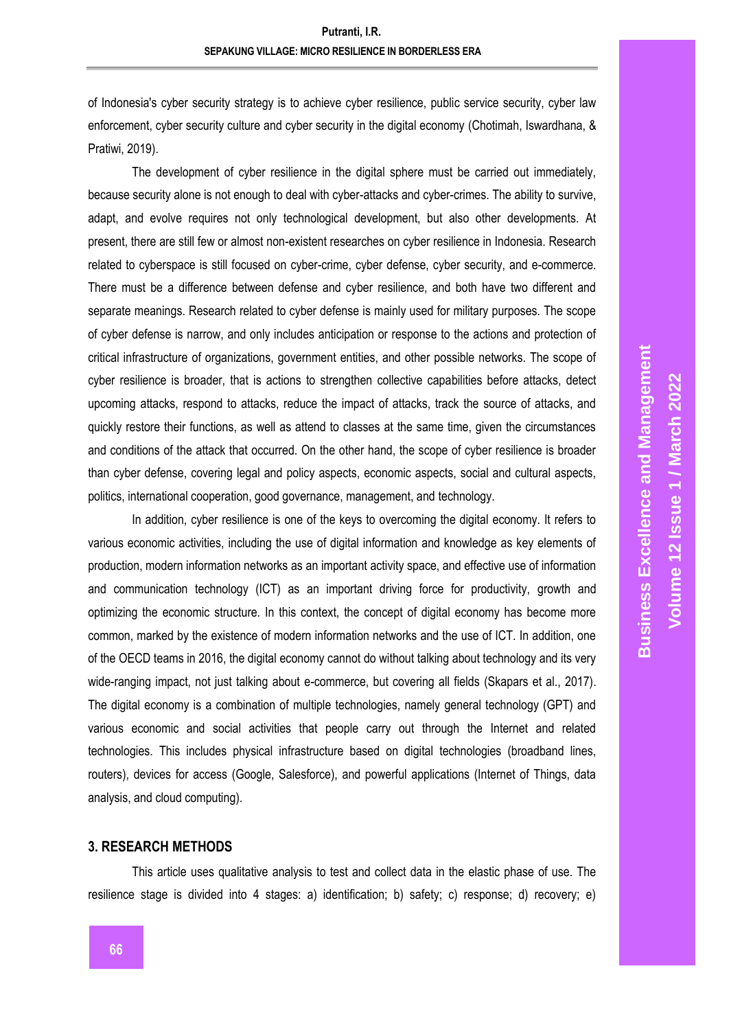of Indonesia's cyber security strategy is to achieve cyber resilience, public service security, cyber law enforcement, cyber security culture and cyber security in the digital economy (Chotimah, Iswardhana, & Pratiwi, 2019).

The development of cyber resilience in the digital sphere must be carried out immediately, because security alone is not enough to deal with cyber-attacks and cyber-crimes. The ability to survive, adapt, and evolve requires not only technological development, but also other developments. At present, there are still few or almost non-existent researches on cyber resilience in Indonesia. Research related to cyberspace is still focused on cyber-crime, cyber defense, cyber security, and e-commerce. There must be a difference between defense and cyber resilience, and both have two different and separate meanings. Research related to cyber defense is mainly used for military purposes. The scope of cyber defense is narrow, and only includes anticipation or response to the actions and protection of critical infrastructure of organizations, government entities, and other possible networks. The scope of cyber resilience is broader, that is actions to strengthen collective capabilities before attacks, detect upcoming attacks, respond to attacks, reduce the impact of attacks, track the source of attacks, and quickly restore their functions, as well as attend to classes at the same time, given the circumstances and conditions of the attack that occurred. On the other hand, the scope of cyber resilience is broader than cyber defense, covering legal and policy aspects, economic aspects, social and cultural aspects, politics, international cooperation, good governance, management, and technology.

In addition, cyber resilience is one of the keys to overcoming the digital economy. It refers to various economic activities, including the use of digital information and knowledge as key elements of production, modern information networks as an important activity space, and effective use of information and communication technology (ICT) as an important driving force for productivity, growth and optimizing the economic structure. In this context, the concept of digital economy has become more common, marked by the existence of modern information networks and the use of ICT. In addition, one of the OECD teams in 2016, the digital economy cannot do without talking about technology and its very wide-ranging impact, not just talking about e-commerce, but covering all fields (Skapars et al., 2017). The digital economy is a combination of multiple technologies, namely general technology (GPT) and various economic and social activities that people carry out through the Internet and related technologies. This includes physical infrastructure based on digital technologies (broadband lines, routers), devices for access (Google, Salesforce), and powerful applications (Internet of Things, data analysis, and cloud computing).

## 3. RESEARCH METHODS

This article uses qualitative analysis to test and collect data in the elastic phase of use. The resilience stage is divided into 4 stages: a) identification; b) safety; c) response; d) recovery; e)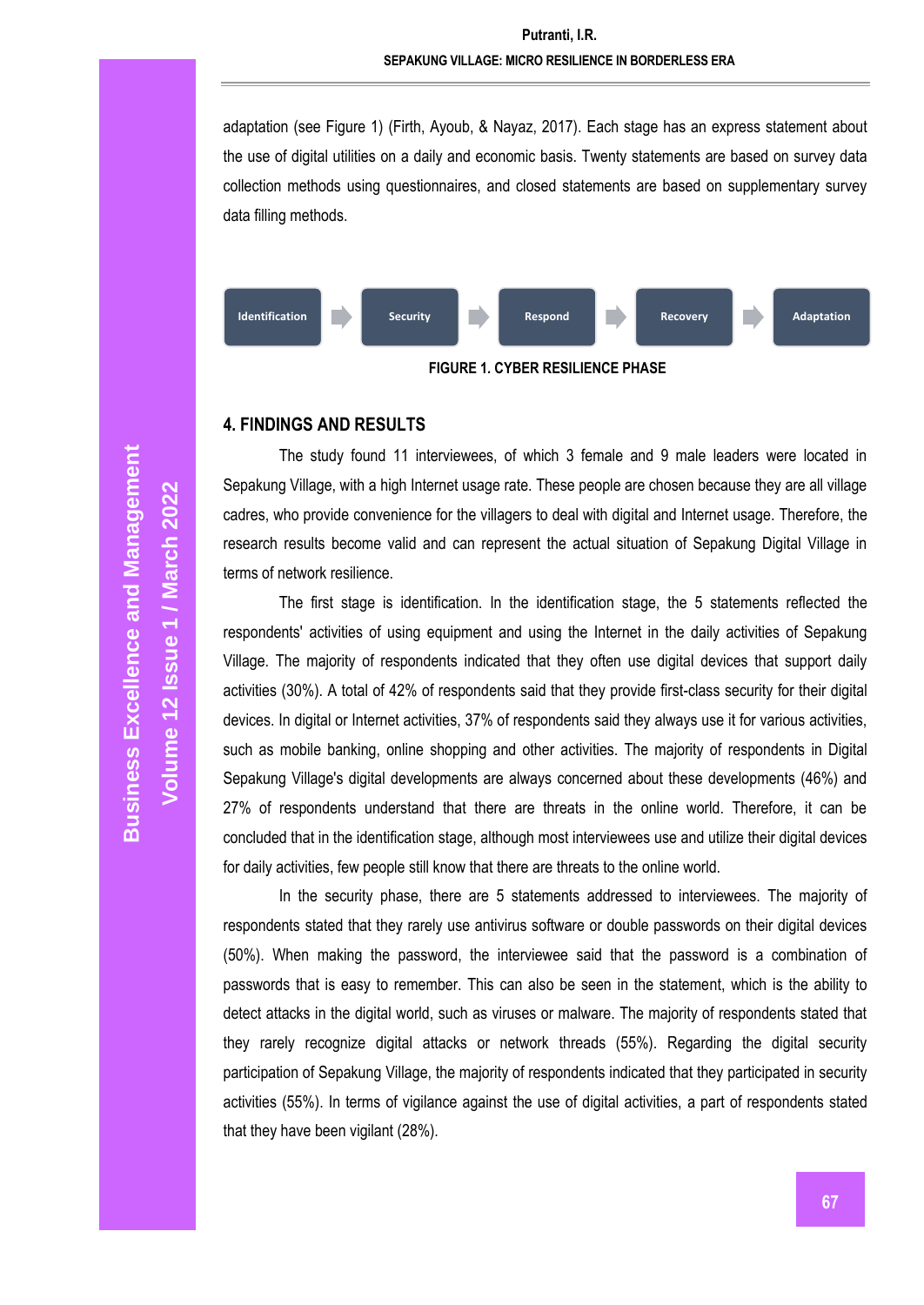adaptation (see Figure 1) (Firth, Ayoub, & Nayaz, 2017). Each stage has an express statement about the use of digital utilities on a daily and economic basis. Twenty statements are based on survey data collection methods using questionnaires, and closed statements are based on supplementary survey data filling methods.

Identification → Security → Respond → Recovery → Adaptation

**FIGURE 1. CYBER RESILIENCE PHASE**

## 4. FINDINGS AND RESULTS

The study found 11 interviewees, of which 3 female and 9 male leaders were located in Sepakung Village, with a high Internet usage rate. These people are chosen because they are all village cadres, who provide convenience for the villagers to deal with digital and Internet usage. Therefore, the research results become valid and can represent the actual situation of Sepakung Digital Village in terms of network resilience.

The first stage is identification. In the identification stage, the 5 statements reflected the respondents' activities of using equipment and using the Internet in the daily activities of Sepakung Village. The majority of respondents indicated that they often use digital devices that support daily activities (30%). A total of 42% of respondents said that they provide first-class security for their digital devices. In digital or Internet activities, 37% of respondents said they always use it for various activities, such as mobile banking, online shopping and other activities. The majority of respondents in Digital Sepakung Village's digital developments are always concerned about these developments (46%) and 27% of respondents understand that there are threats in the online world. Therefore, it can be concluded that in the identification stage, although most interviewees use and utilize their digital devices for daily activities, few people still know that there are threats to the online world.

In the security phase, there are 5 statements addressed to interviewees. The majority of respondents stated that they rarely use antivirus software or double passwords on their digital devices (50%). When making the password, the interviewee said that the password is a combination of passwords that is easy to remember. This can also be seen in the statement, which is the ability to detect attacks in the digital world, such as viruses or malware. The majority of respondents stated that they rarely recognize digital attacks or network threads (55%). Regarding the digital security participation of Sepakung Village, the majority of respondents indicated that they participated in security activities (55%). In terms of vigilance against the use of digital activities, a part of respondents stated that they have been vigilant (28%).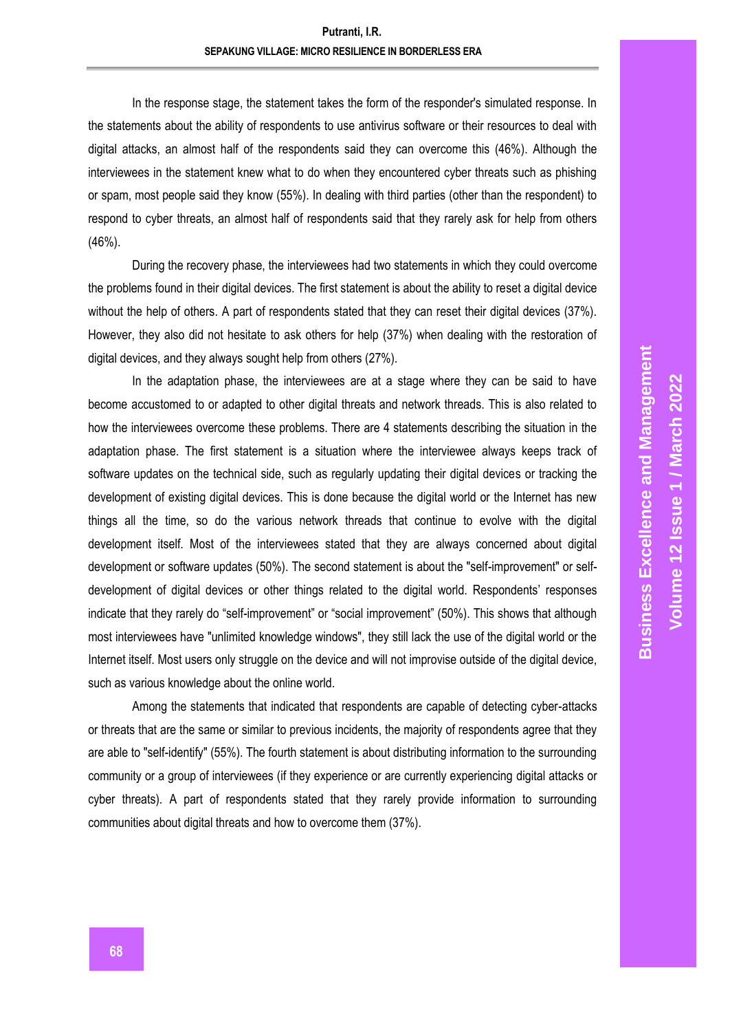In the response stage, the statement takes the form of the responder's simulated response. In the statements about the ability of respondents to use antivirus software or their resources to deal with digital attacks, an almost half of the respondents said they can overcome this (46%). Although the interviewees in the statement knew what to do when they encountered cyber threats such as phishing or spam, most people said they know (55%). In dealing with third parties (other than the respondent) to respond to cyber threats, an almost half of respondents said that they rarely ask for help from others (46%).

During the recovery phase, the interviewees had two statements in which they could overcome the problems found in their digital devices. The first statement is about the ability to reset a digital device without the help of others. A part of respondents stated that they can reset their digital devices (37%). However, they also did not hesitate to ask others for help (37%) when dealing with the restoration of digital devices, and they always sought help from others (27%).

In the adaptation phase, the interviewees are at a stage where they can be said to have become accustomed to or adapted to other digital threats and network threads. This is also related to how the interviewees overcome these problems. There are 4 statements describing the situation in the adaptation phase. The first statement is a situation where the interviewee always keeps track of software updates on the technical side, such as regularly updating their digital devices or tracking the development of existing digital devices. This is done because the digital world or the Internet has new things all the time, so do the various network threads that continue to evolve with the digital development itself. Most of the interviewees stated that they are always concerned about digital development or software updates (50%). The second statement is about the "self-improvement" or self-development of digital devices or other things related to the digital world. Respondents' responses indicate that they rarely do "self-improvement" or "social improvement" (50%). This shows that although most interviewees have "unlimited knowledge windows", they still lack the use of the digital world or the Internet itself. Most users only struggle on the device and will not improvise outside of the digital device, such as various knowledge about the online world.

Among the statements that indicated that respondents are capable of detecting cyber-attacks or threats that are the same or similar to previous incidents, the majority of respondents agree that they are able to "self-identify" (55%). The fourth statement is about distributing information to the surrounding community or a group of interviewees (if they experience or are currently experiencing digital attacks or cyber threats). A part of respondents stated that they rarely provide information to surrounding communities about digital threats and how to overcome them (37%).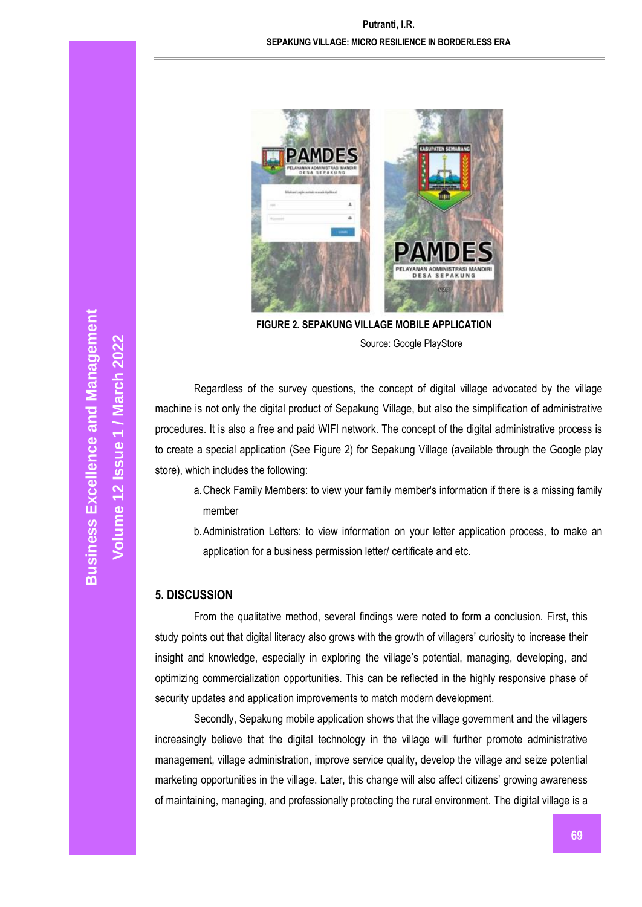FIGURE 2. SEPAKUNG VILLAGE MOBILE APPLICATION

Source: Google PlayStore

Regardless of the survey questions, the concept of digital village advocated by the village machine is not only the digital product of Sepakung Village, but also the simplification of administrative procedures. It is also a free and paid WIFI network. The concept of the digital administrative process is to create a special application (See Figure 2) for Sepakung Village (available through the Google play store), which includes the following:

a. Check Family Members: to view your family member's information if there is a missing family member

b. Administration Letters: to view information on your letter application process, to make an application for a business permission letter/ certificate and etc.

## 5. DISCUSSION

From the qualitative method, several findings were noted to form a conclusion. First, this study points out that digital literacy also grows with the growth of villagers' curiosity to increase their insight and knowledge, especially in exploring the village's potential, managing, developing, and optimizing commercialization opportunities. This can be reflected in the highly responsive phase of security updates and application improvements to match modern development.

Secondly, Sepakung mobile application shows that the village government and the villagers increasingly believe that the digital technology in the village will further promote administrative management, village administration, improve service quality, develop the village and seize potential marketing opportunities in the village. Later, this change will also affect citizens' growing awareness of maintaining, managing, and professionally protecting the rural environment. The digital village is a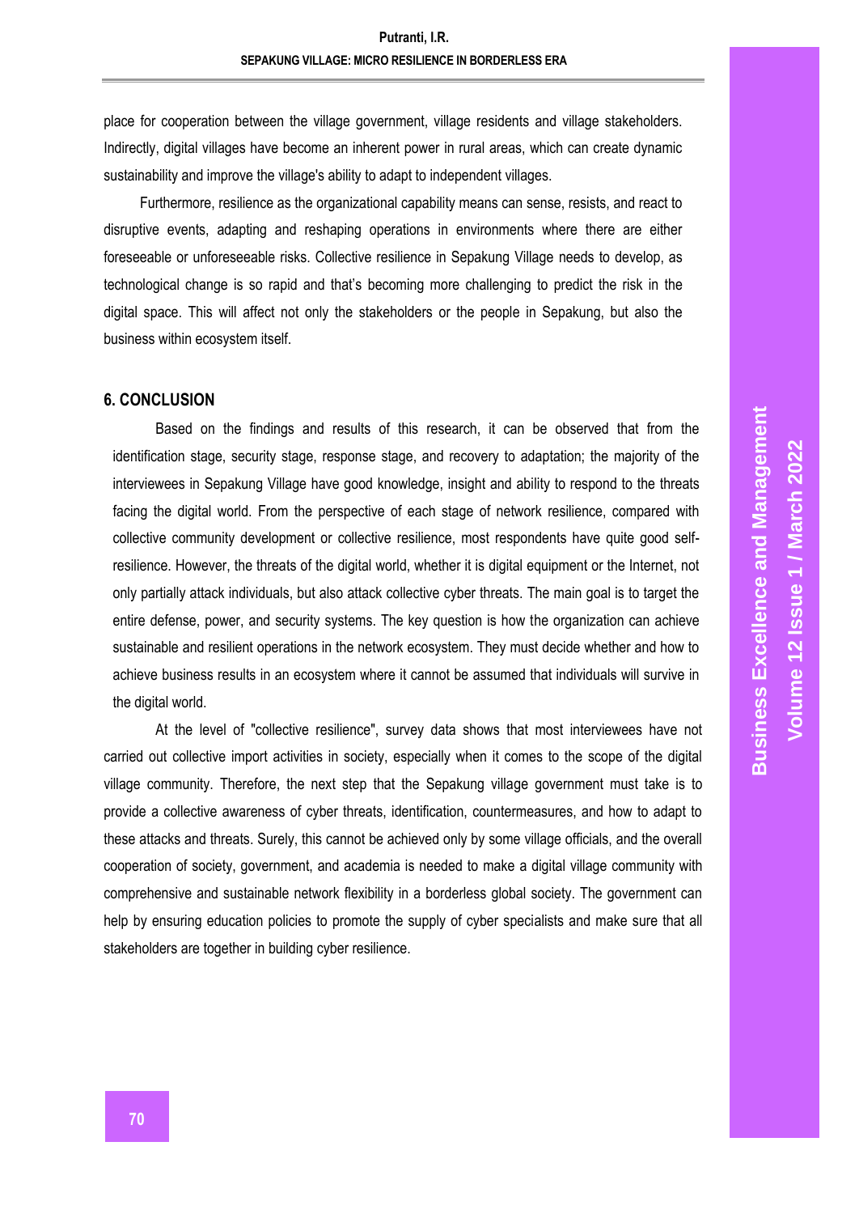place for cooperation between the village government, village residents and village stakeholders. Indirectly, digital villages have become an inherent power in rural areas, which can create dynamic sustainability and improve the village's ability to adapt to independent villages.

Furthermore, resilience as the organizational capability means can sense, resists, and react to disruptive events, adapting and reshaping operations in environments where there are either foreseeable or unforeseeable risks. Collective resilience in Sepakung Village needs to develop, as technological change is so rapid and that's becoming more challenging to predict the risk in the digital space. This will affect not only the stakeholders or the people in Sepakung, but also the business within ecosystem itself.

## 6. CONCLUSION

Based on the findings and results of this research, it can be observed that from the identification stage, security stage, response stage, and recovery to adaptation; the majority of the interviewees in Sepakung Village have good knowledge, insight and ability to respond to the threats facing the digital world. From the perspective of each stage of network resilience, compared with collective community development or collective resilience, most respondents have quite good self-resilience. However, the threats of the digital world, whether it is digital equipment or the Internet, not only partially attack individuals, but also attack collective cyber threats. The main goal is to target the entire defense, power, and security systems. The key question is how the organization can achieve sustainable and resilient operations in the network ecosystem. They must decide whether and how to achieve business results in an ecosystem where it cannot be assumed that individuals will survive in the digital world.

At the level of "collective resilience", survey data shows that most interviewees have not carried out collective import activities in society, especially when it comes to the scope of the digital village community. Therefore, the next step that the Sepakung village government must take is to provide a collective awareness of cyber threats, identification, countermeasures, and how to adapt to these attacks and threats. Surely, this cannot be achieved only by some village officials, and the overall cooperation of society, government, and academia is needed to make a digital village community with comprehensive and sustainable network flexibility in a borderless global society. The government can help by ensuring education policies to promote the supply of cyber specialists and make sure that all stakeholders are together in building cyber resilience.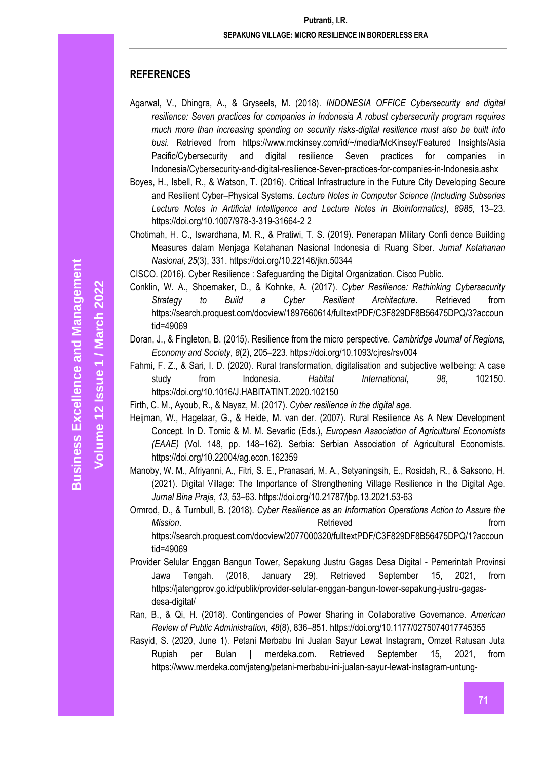## REFERENCES

Agarwal, V., Dhingra, A., & Gryseels, M. (2018). *INDONESIA OFFICE Cybersecurity and digital resilience: Seven practices for companies in Indonesia A robust cybersecurity program requires much more than increasing spending on security risks-digital resilience must also be built into busi*. Retrieved from https://www.mckinsey.com/id/~/media/McKinsey/Featured Insights/Asia Pacific/Cybersecurity and digital resilience Seven practices for companies in Indonesia/Cybersecurity-and-digital-resilience-Seven-practices-for-companies-in-Indonesia.ashx

Boyes, H., Isbell, R., & Watson, T. (2016). Critical Infrastructure in the Future City Developing Secure and Resilient Cyber–Physical Systems. *Lecture Notes in Computer Science (Including Subseries Lecture Notes in Artificial Intelligence and Lecture Notes in Bioinformatics)*, *8985*, 13–23. https://doi.org/10.1007/978-3-319-31664-2 2

Chotimah, H. C., Iswardhana, M. R., & Pratiwi, T. S. (2019). Penerapan Military Confi dence Building Measures dalam Menjaga Ketahanan Nasional Indonesia di Ruang Siber. *Jurnal Ketahanan Nasional*, *25*(3), 331. https://doi.org/10.22146/jkn.50344

CISCO. (2016). Cyber Resilience : Safeguarding the Digital Organization. Cisco Public.

Conklin, W. A., Shoemaker, D., & Kohnke, A. (2017). *Cyber Resilience: Rethinking Cybersecurity Strategy to Build a Cyber Resilient Architecture*. Retrieved from https://search.proquest.com/docview/1897660614/fulltextPDF/C3F829DF8B56475DPQ/3?accountid=49069

Doran, J., & Fingleton, B. (2015). Resilience from the micro perspective. *Cambridge Journal of Regions, Economy and Society*, *8*(2), 205–223. https://doi.org/10.1093/cjres/rsv004

Fahmi, F. Z., & Sari, I. D. (2020). Rural transformation, digitalisation and subjective wellbeing: A case study from Indonesia. *Habitat International*, *98*, 102150. https://doi.org/10.1016/J.HABITATINT.2020.102150

Firth, C. M., Ayoub, R., & Nayaz, M. (2017). *Cyber resilience in the digital age*.

Heijman, W., Hagelaar, G., & Heide, M. van der. (2007). Rural Resilience As A New Development Concept. In D. Tomic & M. M. Sevarlic (Eds.), *European Association of Agricultural Economists (EAAE)* (Vol. 148, pp. 148–162). Serbia: Serbian Association of Agricultural Economists. https://doi.org/10.22004/ag.econ.162359

Manoby, W. M., Afriyanni, A., Fitri, S. E., Pranasari, M. A., Setyaningsih, E., Rosidah, R., & Saksono, H. (2021). Digital Village: The Importance of Strengthening Village Resilience in the Digital Age. *Jurnal Bina Praja*, *13*, 53–63. https://doi.org/10.21787/jbp.13.2021.53-63

Ormrod, D., & Turnbull, B. (2018). *Cyber Resilience as an Information Operations Action to Assure the Mission*. Retrieved from https://search.proquest.com/docview/2077000320/fulltextPDF/C3F829DF8B56475DPQ/1?accountid=49069

Provider Selular Enggan Bangun Tower, Sepakung Justru Gagas Desa Digital - Pemerintah Provinsi Jawa Tengah. (2018, January 29). Retrieved September 15, 2021, from https://jatengprov.go.id/publik/provider-selular-enggan-bangun-tower-sepakung-justru-gagas-desa-digital/

Ran, B., & Qi, H. (2018). Contingencies of Power Sharing in Collaborative Governance. *American Review of Public Administration*, *48*(8), 836–851. https://doi.org/10.1177/0275074017745355

Rasyid, S. (2020, June 1). Petani Merbabu Ini Jualan Sayur Lewat Instagram, Omzet Ratusan Juta Rupiah per Bulan | merdeka.com. Retrieved September 15, 2021, from https://www.merdeka.com/jateng/petani-merbabu-ini-jualan-sayur-lewat-instagram-untung-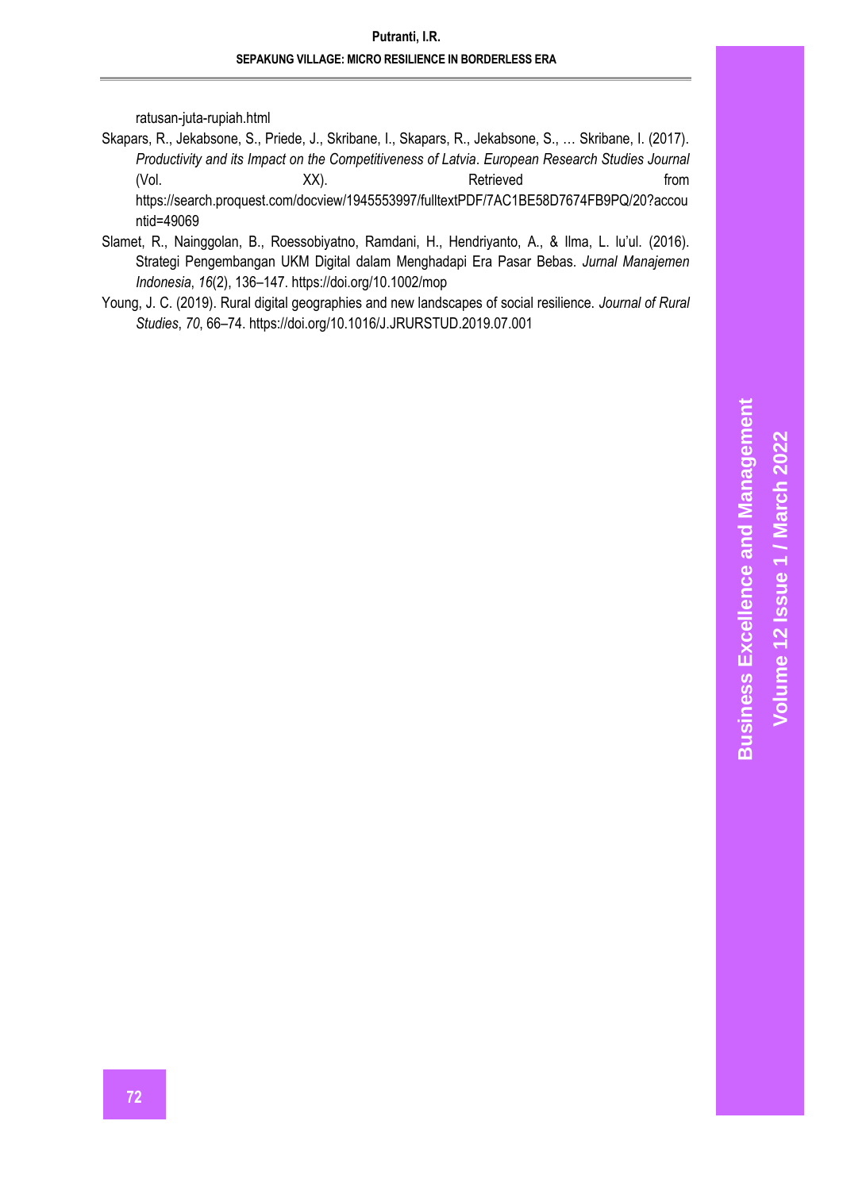ratusan-juta-rupiah.html

Skapars, R., Jekabsone, S., Priede, J., Skribane, I., Skapars, R., Jekabsone, S., … Skribane, I. (2017). *Productivity and its Impact on the Competitiveness of Latvia*. *European Research Studies Journal* (Vol. XX). Retrieved from https://search.proquest.com/docview/1945553997/fulltextPDF/7AC1BE58D7674FB9PQ/20?accountid=49069

Slamet, R., Nainggolan, B., Roessobiyatno, Ramdani, H., Hendriyanto, A., & Ilma, L. lu'ul. (2016). Strategi Pengembangan UKM Digital dalam Menghadapi Era Pasar Bebas. *Jurnal Manajemen Indonesia*, *16*(2), 136–147. https://doi.org/10.1002/mop

Young, J. C. (2019). Rural digital geographies and new landscapes of social resilience. *Journal of Rural Studies*, *70*, 66–74. https://doi.org/10.1016/J.JRURSTUD.2019.07.001